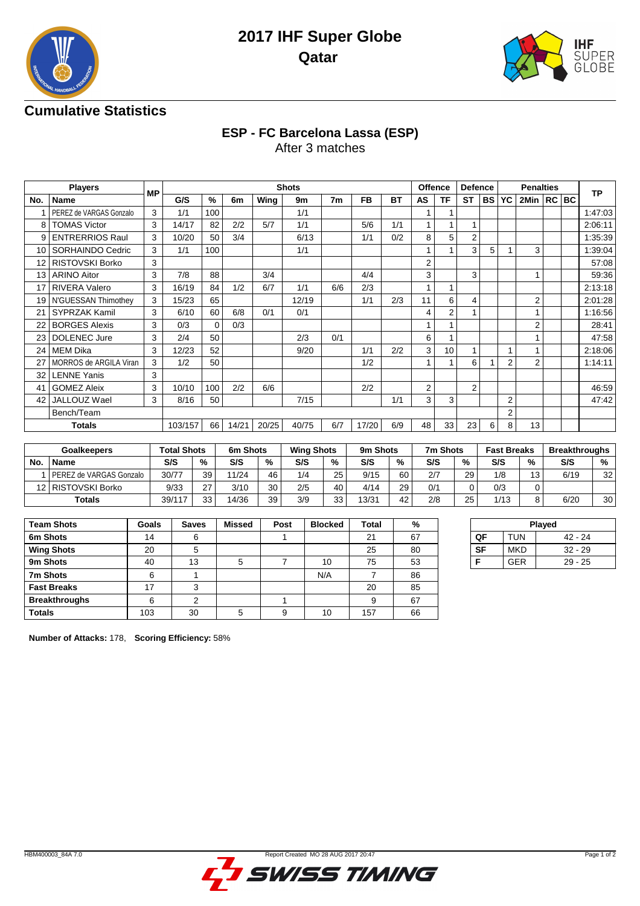# 2017 IHF Super Globe
## Qatar

## Cumulative Statistics

### ESP - FC Barcelona Lassa (ESP)
After 3 matches

| Players | | MP | Shots | | | | | | | | Offence | | Defence | | Penalties | | | | TP |
|---|---|---|---|---|---|---|---|---|---|---|---|---|---|---|---|---|---|---|---|
| No. | Name | | G/S | % | 6m | Wing | 9m | 7m | FB | BT | AS | TF | ST | BS | YC | 2Min | RC | BC | |
| 1 | PEREZ de VARGAS Gonzalo | 3 | 1/1 | 100 | | | 1/1 | | | | 1 | 1 | | | | | | | 1:47:03 |
| 8 | TOMAS Victor | 3 | 14/17 | 82 | 2/2 | 5/7 | 1/1 | | 5/6 | 1/1 | 1 | 1 | 1 | | | | | | 2:06:11 |
| 9 | ENTRERRIOS Raul | 3 | 10/20 | 50 | 3/4 | | 6/13 | | 1/1 | 0/2 | 8 | 5 | 2 | | | | | | 1:35:39 |
| 10 | SORHAINDO Cedric | 3 | 1/1 | 100 | | | 1/1 | | | | 1 | 1 | 3 | 5 | 1 | 3 | | | 1:39:04 |
| 12 | RISTOVSKI Borko | 3 | | | | | | | | | 2 | | | | | | | | 57:08 |
| 13 | ARINO Aitor | 3 | 7/8 | 88 | | 3/4 | | | 4/4 | | 3 | | 3 | | | 1 | | | 59:36 |
| 17 | RIVERA Valero | 3 | 16/19 | 84 | 1/2 | 6/7 | 1/1 | 6/6 | 2/3 | | 1 | 1 | | | | | | | 2:13:18 |
| 19 | N'GUESSAN Thimothey | 3 | 15/23 | 65 | | | 12/19 | | 1/1 | 2/3 | 11 | 6 | 4 | | | 2 | | | 2:01:28 |
| 21 | SYPRZAK Kamil | 3 | 6/10 | 60 | 6/8 | 0/1 | 0/1 | | | | 4 | 2 | 1 | | | 1 | | | 1:16:56 |
| 22 | BORGES Alexis | 3 | 0/3 | 0 | 0/3 | | | | | | 1 | 1 | | | | 2 | | | 28:41 |
| 23 | DOLENEC Jure | 3 | 2/4 | 50 | | | 2/3 | 0/1 | | | 6 | 1 | | | | 1 | | | 47:58 |
| 24 | MEM Dika | 3 | 12/23 | 52 | | | 9/20 | | 1/1 | 2/2 | 3 | 10 | 1 | | 1 | 1 | | | 2:18:06 |
| 27 | MORROS de ARGILA Viran | 3 | 1/2 | 50 | | | | | 1/2 | | 1 | 1 | 6 | 1 | 2 | 2 | | | 1:14:11 |
| 32 | LENNE Yanis | 3 | | | | | | | | | | | | | | | | | |
| 41 | GOMEZ Aleix | 3 | 10/10 | 100 | 2/2 | 6/6 | | | 2/2 | | 2 | | 2 | | | | | | 46:59 |
| 42 | JALLOUZ Wael | 3 | 8/16 | 50 | | | 7/15 | | | 1/1 | 3 | 3 | | | 2 | | | | 47:42 |
| | Bench/Team | | | | | | | | | | | | | | 2 | | | | |
| Totals | | | 103/157 | 66 | 14/21 | 20/25 | 40/75 | 6/7 | 17/20 | 6/9 | 48 | 33 | 23 | 6 | 8 | 13 | | | |

| Goalkeepers | | Total Shots | | 6m Shots | | Wing Shots | | 9m Shots | | 7m Shots | | Fast Breaks | | Breakthroughs | |
|---|---|---|---|---|---|---|---|---|---|---|---|---|---|---|---|
| No. | Name | S/S | % | S/S | % | S/S | % | S/S | % | S/S | % | S/S | % | S/S | % |
| 1 | PEREZ de VARGAS Gonzalo | 30/77 | 39 | 11/24 | 46 | 1/4 | 25 | 9/15 | 60 | 2/7 | 29 | 1/8 | 13 | 6/19 | 32 |
| 12 | RISTOVSKI Borko | 9/33 | 27 | 3/10 | 30 | 2/5 | 40 | 4/14 | 29 | 0/1 | 0 | 0/3 | 0 | | |
| Totals | | 39/117 | 33 | 14/36 | 39 | 3/9 | 33 | 13/31 | 42 | 2/8 | 25 | 1/13 | 8 | 6/20 | 30 |

| Team Shots | Goals | Saves | Missed | Post | Blocked | Total | % |
|---|---|---|---|---|---|---|---|
| 6m Shots | 14 | 6 | | 1 | | 21 | 67 |
| Wing Shots | 20 | 5 | | | | 25 | 80 |
| 9m Shots | 40 | 13 | 5 | 7 | 10 | 75 | 53 |
| 7m Shots | 6 | 1 | | | N/A | 7 | 86 |
| Fast Breaks | 17 | 3 | | | | 20 | 85 |
| Breakthroughs | 6 | 2 | | 1 | | 9 | 67 |
| Totals | 103 | 30 | 5 | 9 | 10 | 157 | 66 |

| Played | | |
|---|---|---|
| QF | TUN | 42 - 24 |
| SF | MKD | 32 - 29 |
| F | GER | 29 - 25 |

**Number of Attacks:** 178, **Scoring Efficiency:** 58%

HBM400003_84A 7.0 Report Created MO 28 AUG 2017 20:47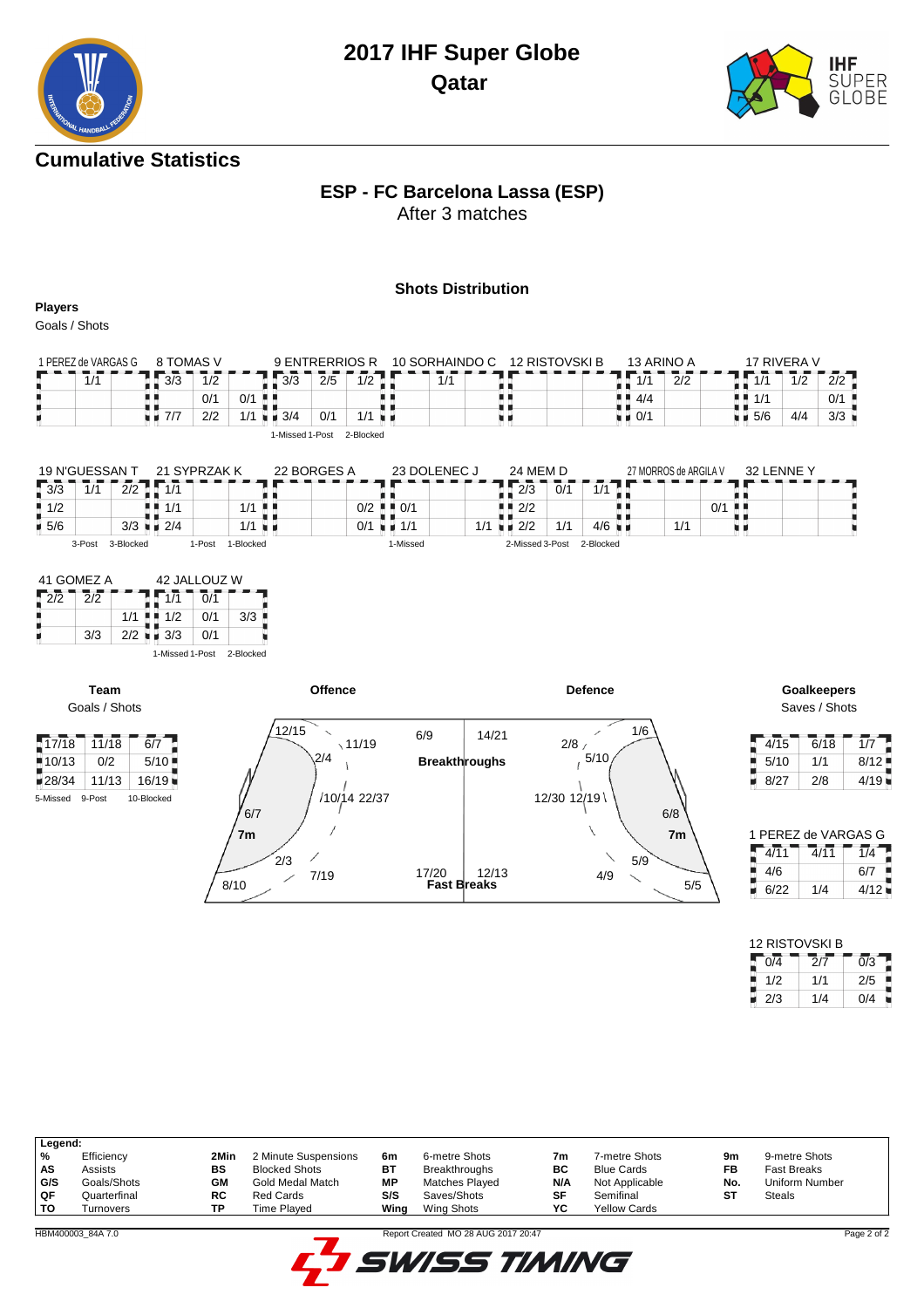# 2017 IHF Super Globe
## Qatar

## Cumulative Statistics

### ESP - FC Barcelona Lassa (ESP)
After 3 matches

### Shots Distribution

**Players**
Goals / Shots

1 PEREZ de VARGAS G

| | | |
|---|---|---|
| | 1/1 | |
| | | |
| | | |

8 TOMAS V

| | | |
|---|---|---|
| 3/3 | 1/2 | |
| | 0/1 | 0/1 |
| 7/7 | 2/2 | 1/1 |

9 ENTRERRIOS R

| | | |
|---|---|---|
| 3/3 | 2/5 | 1/2 |
| | | |
| 3/4 | 0/1 | 1/1 |

1-Missed 1-Post 2-Blocked

10 SORHAINDO C

| | | |
|---|---|---|
| | 1/1 | |
| | | |
| | | |

12 RISTOVSKI B

| | | |
|---|---|---|
| | | |
| | | |
| | | |

13 ARINO A

| | | |
|---|---|---|
| 1/1 | 2/2 | |
| 4/4 | | |
| 0/1 | | |

17 RIVERA V

| | | |
|---|---|---|
| 1/1 | 1/2 | 2/2 |
| 1/1 | | 0/1 |
| 5/6 | 4/4 | 3/3 |

19 N'GUESSAN T

| | | |
|---|---|---|
| 3/3 | 1/1 | 2/2 |
| 1/2 | | |
| 5/6 | | 3/3 |

3-Post 3-Blocked

21 SYPRZAK K

| | | |
|---|---|---|
| 1/1 | | |
| 1/1 | | 1/1 |
| 2/4 | | 1/1 |

1-Post 1-Blocked

22 BORGES A

| | | |
|---|---|---|
| | | |
| | | 0/2 |
| | | 0/1 |

23 DOLENEC J

| | | |
|---|---|---|
| | | |
| 0/1 | | |
| 1/1 | | 1/1 |

1-Missed

24 MEM D

| | | |
|---|---|---|
| 2/3 | 0/1 | 1/1 |
| 2/2 | | |
| 2/2 | 1/1 | 4/6 |

2-Missed 3-Post 2-Blocked

27 MORROS de ARGILA V

| | | |
|---|---|---|
| | | |
| | | 0/1 |
| | 1/1 | |

32 LENNE Y

| | | |
|---|---|---|
| | | |
| | | |
| | | |

41 GOMEZ A

| | | |
|---|---|---|
| 2/2 | 2/2 | |
| | | 1/1 |
| | 3/3 | 2/2 |

42 JALLOUZ W

| | | |
|---|---|---|
| 1/1 | 0/1 | |
| 1/2 | 0/1 | 3/3 |
| 3/3 | 0/1 | |

1-Missed 1-Post 2-Blocked

**Team**
Goals / Shots

| | | |
|---|---|---|
| 17/18 | 11/18 | 6/7 |
| 10/13 | 0/2 | 5/10 |
| 28/34 | 11/13 | 16/19 |

5-Missed 9-Post 10-Blocked

**Offence**

12/15
11/19
2/4
6/9
14/21
Breakthroughs
10/14 22/37
6/7
7m
2/3
8/10
7/19
17/20
12/13
Fast Breaks

**Defence**

2/8
1/6
5/10
12/30 12/19
6/8
7m
5/9
4/9
5/5

**Goalkeepers**
Saves / Shots

| | | |
|---|---|---|
| 4/15 | 6/18 | 1/7 |
| 5/10 | 1/1 | 8/12 |
| 8/27 | 2/8 | 4/19 |

1 PEREZ de VARGAS G

| | | |
|---|---|---|
| 4/11 | 4/11 | 1/4 |
| 4/6 | | 6/7 |
| 6/22 | 1/4 | 4/12 |

12 RISTOVSKI B

| | | |
|---|---|---|
| 0/4 | 2/7 | 0/3 |
| 1/2 | 1/1 | 2/5 |
| 2/3 | 1/4 | 0/4 |

**Legend:**

| | | | | | | | | | |
|---|---|---|---|---|---|---|---|---|---|
| % | Efficiency | 2Min | 2 Minute Suspensions | 6m | 6-metre Shots | 7m | 7-metre Shots | 9m | 9-metre Shots |
| AS | Assists | BS | Blocked Shots | BT | Breakthroughs | BC | Blue Cards | FB | Fast Breaks |
| G/S | Goals/Shots | GM | Gold Medal Match | MP | Matches Played | N/A | Not Applicable | No. | Uniform Number |
| QF | Quarterfinal | RC | Red Cards | S/S | Saves/Shots | SF | Semifinal | ST | Steals |
| TO | Turnovers | TP | Time Played | Wing | Wing Shots | YC | Yellow Cards | | |

HBM400003_84A 7.0 — Report Created MO 28 AUG 2017 20:47